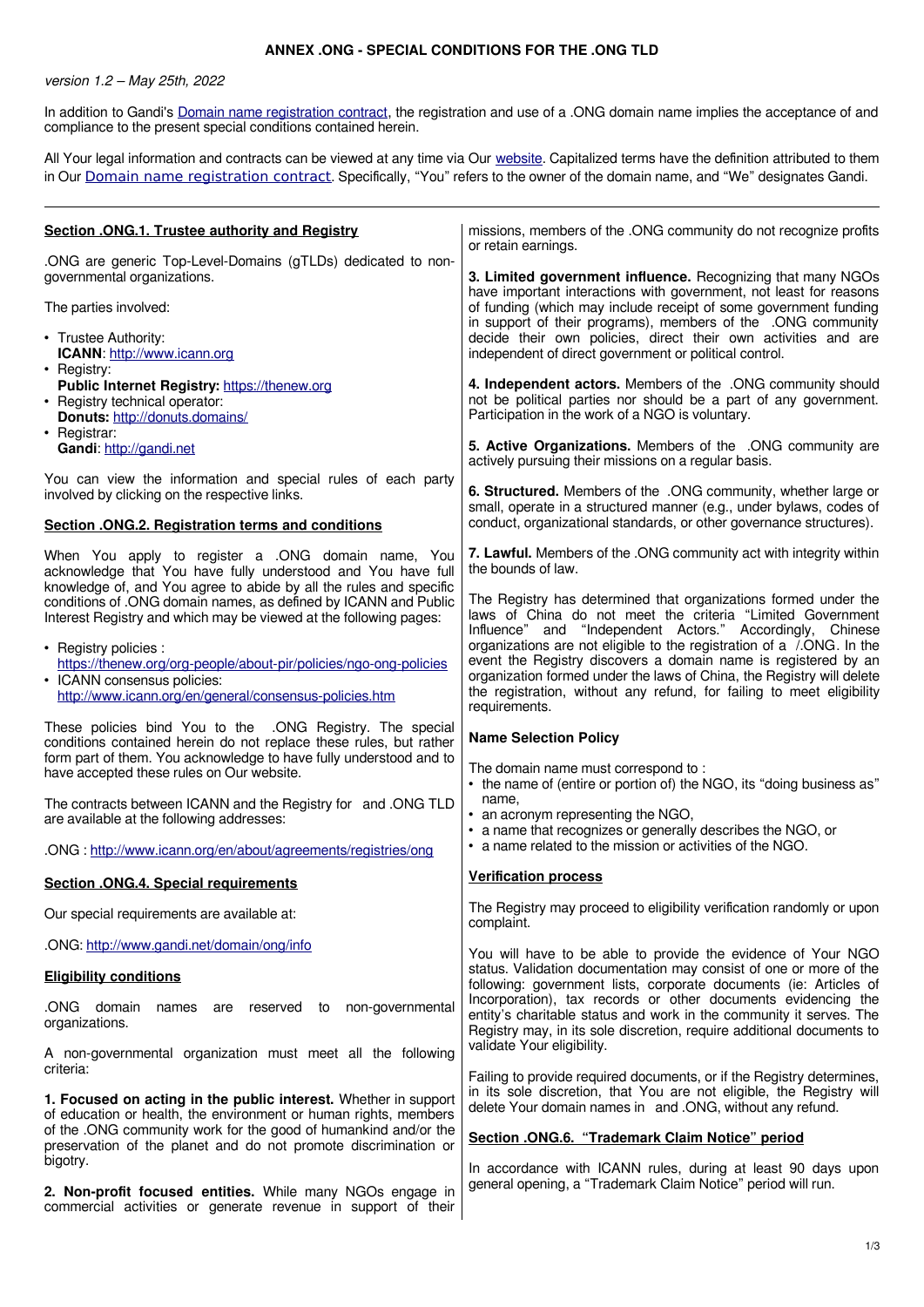# ANNEX .ONG - SPECIAL CONDITIONS FOR THE .ONG TLD

*version 1.2 – May 25th, 2022*

In addition to Gandi's Domain name registration contract, the registration and use of a .ONG domain name implies the acceptance of and compliance to the present special conditions contained herein.

All Your legal information and contracts can be viewed at any time via Our website. Capitalized terms have the definition attributed to them in Our Domain name registration contract. Specifically, "You" refers to the owner of the domain name, and "We" designates Gandi.

---

## Section .ONG.1. Trustee authority and Registry

.ONG are generic Top-Level-Domains (gTLDs) dedicated to non-governmental organizations.

The parties involved:

- Trustee Authority:
  **ICANN**: http://www.icann.org
- Registry:
  **Public Internet Registry:** https://thenew.org
- Registry technical operator:
  **Donuts:** http://donuts.domains/
- Registrar:
  **Gandi**: http://gandi.net

You can view the information and special rules of each party involved by clicking on the respective links.

## Section .ONG.2. Registration terms and conditions

When You apply to register a .ONG domain name, You acknowledge that You have fully understood and You have full knowledge of, and You agree to abide by all the rules and specific conditions of .ONG domain names, as defined by ICANN and Public Interest Registry and which may be viewed at the following pages:

- Registry policies :
  https://thenew.org/org-people/about-pir/policies/ngo-ong-policies
- ICANN consensus policies:
  http://www.icann.org/en/general/consensus-policies.htm

These policies bind You to the .ONG Registry. The special conditions contained herein do not replace these rules, but rather form part of them. You acknowledge to have fully understood and to have accepted these rules on Our website.

The contracts between ICANN and the Registry for and .ONG TLD are available at the following addresses:

.ONG : http://www.icann.org/en/about/agreements/registries/ong

## Section .ONG.4. Special requirements

Our special requirements are available at:

.ONG: http://www.gandi.net/domain/ong/info

### Eligibility conditions

.ONG domain names are reserved to non-governmental organizations.

A non-governmental organization must meet all the following criteria:

**1. Focused on acting in the public interest.** Whether in support of education or health, the environment or human rights, members of the .ONG community work for the good of humankind and/or the preservation of the planet and do not promote discrimination or bigotry.

**2. Non-profit focused entities.** While many NGOs engage in commercial activities or generate revenue in support of their missions, members of the .ONG community do not recognize profits or retain earnings.

**3. Limited government influence.** Recognizing that many NGOs have important interactions with government, not least for reasons of funding (which may include receipt of some government funding in support of their programs), members of the .ONG community decide their own policies, direct their own activities and are independent of direct government or political control.

**4. Independent actors.** Members of the .ONG community should not be political parties nor should be a part of any government. Participation in the work of a NGO is voluntary.

**5. Active Organizations.** Members of the .ONG community are actively pursuing their missions on a regular basis.

**6. Structured.** Members of the .ONG community, whether large or small, operate in a structured manner (e.g., under bylaws, codes of conduct, organizational standards, or other governance structures).

**7. Lawful.** Members of the .ONG community act with integrity within the bounds of law.

The Registry has determined that organizations formed under the laws of China do not meet the criteria "Limited Government Influence" and "Independent Actors." Accordingly, Chinese organizations are not eligible to the registration of a /.ONG. In the event the Registry discovers a domain name is registered by an organization formed under the laws of China, the Registry will delete the registration, without any refund, for failing to meet eligibility requirements.

### Name Selection Policy

The domain name must correspond to :

- the name of (entire or portion of) the NGO, its "doing business as" name,
- an acronym representing the NGO,
- a name that recognizes or generally describes the NGO, or
- a name related to the mission or activities of the NGO.

### Verification process

The Registry may proceed to eligibility verification randomly or upon complaint.

You will have to be able to provide the evidence of Your NGO status. Validation documentation may consist of one or more of the following: government lists, corporate documents (ie: Articles of Incorporation), tax records or other documents evidencing the entity's charitable status and work in the community it serves. The Registry may, in its sole discretion, require additional documents to validate Your eligibility.

Failing to provide required documents, or if the Registry determines, in its sole discretion, that You are not eligible, the Registry will delete Your domain names in and .ONG, without any refund.

## Section .ONG.6. "Trademark Claim Notice" period

In accordance with ICANN rules, during at least 90 days upon general opening, a "Trademark Claim Notice" period will run.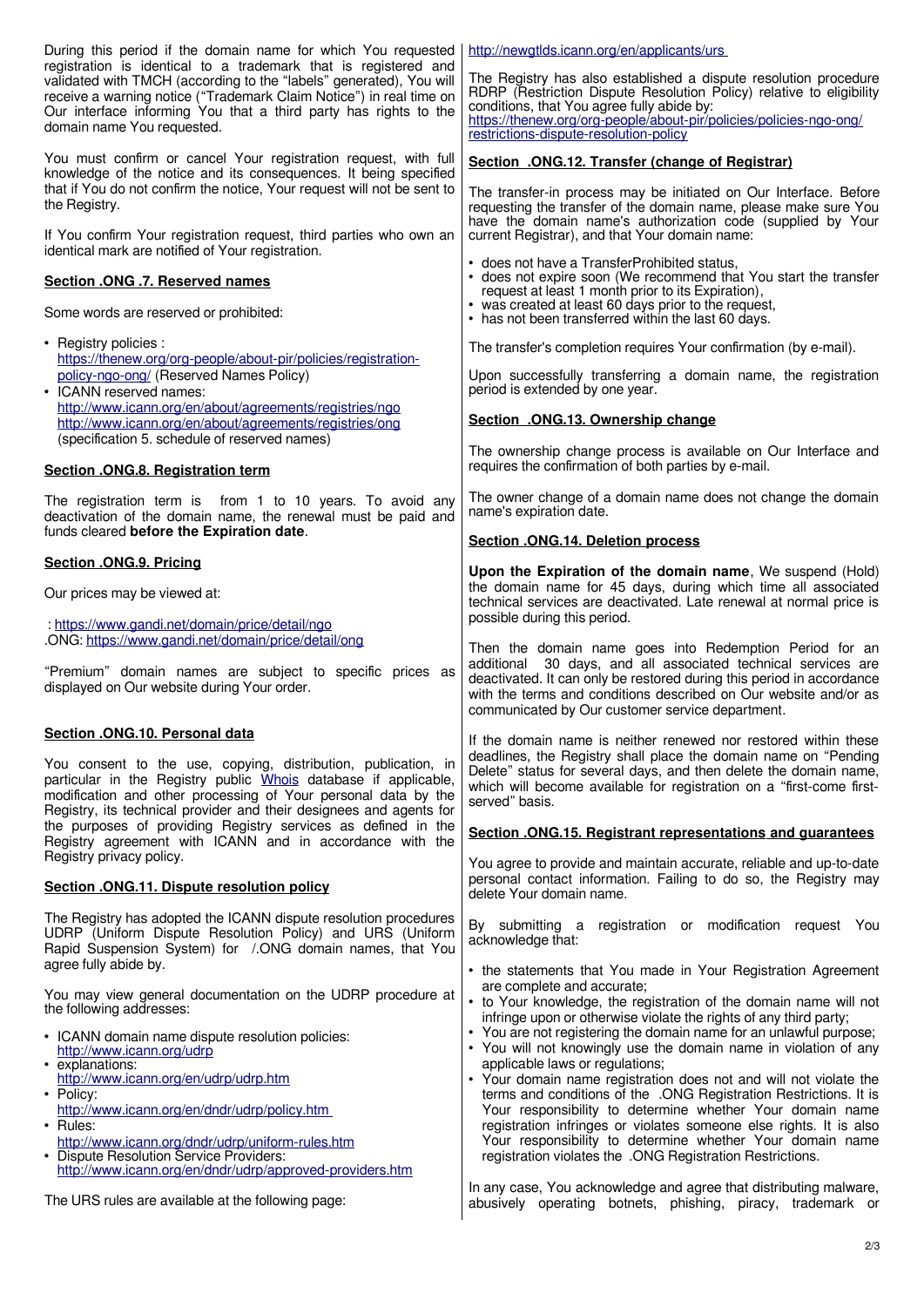During this period if the domain name for which You requested registration is identical to a trademark that is registered and validated with TMCH (according to the "labels" generated), You will receive a warning notice ("Trademark Claim Notice") in real time on Our interface informing You that a third party has rights to the domain name You requested.

You must confirm or cancel Your registration request, with full knowledge of the notice and its consequences. It being specified that if You do not confirm the notice, Your request will not be sent to the Registry.

If You confirm Your registration request, third parties who own an identical mark are notified of Your registration.

## Section .ONG .7. Reserved names

Some words are reserved or prohibited:

- Registry policies : https://thenew.org/org-people/about-pir/policies/registration-policy-ngo-ong/ (Reserved Names Policy)
- ICANN reserved names: http://www.icann.org/en/about/agreements/registries/ngo http://www.icann.org/en/about/agreements/registries/ong (specification 5. schedule of reserved names)

## Section .ONG.8. Registration term

The registration term is from 1 to 10 years. To avoid any deactivation of the domain name, the renewal must be paid and funds cleared **before the Expiration date**.

## Section .ONG.9. Pricing

Our prices may be viewed at:

: https://www.gandi.net/domain/price/detail/ngo
.ONG: https://www.gandi.net/domain/price/detail/ong

"Premium" domain names are subject to specific prices as displayed on Our website during Your order.

## Section .ONG.10. Personal data

You consent to the use, copying, distribution, publication, in particular in the Registry public Whois database if applicable, modification and other processing of Your personal data by the Registry, its technical provider and their designees and agents for the purposes of providing Registry services as defined in the Registry agreement with ICANN and in accordance with the Registry privacy policy.

## Section .ONG.11. Dispute resolution policy

The Registry has adopted the ICANN dispute resolution procedures UDRP (Uniform Dispute Resolution Policy) and URS (Uniform Rapid Suspension System) for /.ONG domain names, that You agree fully abide by.

You may view general documentation on the UDRP procedure at the following addresses:

- ICANN domain name dispute resolution policies: http://www.icann.org/udrp
- explanations: http://www.icann.org/en/udrp/udrp.htm
- Policy: http://www.icann.org/en/dndr/udrp/policy.htm
- Rules: http://www.icann.org/dndr/udrp/uniform-rules.htm
- Dispute Resolution Service Providers: http://www.icann.org/en/dndr/udrp/approved-providers.htm

The URS rules are available at the following page: http://newgtlds.icann.org/en/applicants/urs

The Registry has also established a dispute resolution procedure RDRP (Restriction Dispute Resolution Policy) relative to eligibility conditions, that You agree fully abide by: https://thenew.org/org-people/about-pir/policies/policies-ngo-ong/restrictions-dispute-resolution-policy

## Section .ONG.12. Transfer (change of Registrar)

The transfer-in process may be initiated on Our Interface. Before requesting the transfer of the domain name, please make sure You have the domain name's authorization code (supplied by Your current Registrar), and that Your domain name:

- does not have a TransferProhibited status,
- does not expire soon (We recommend that You start the transfer request at least 1 month prior to its Expiration),
- was created at least 60 days prior to the request,
- has not been transferred within the last 60 days.

The transfer's completion requires Your confirmation (by e-mail).

Upon successfully transferring a domain name, the registration period is extended by one year.

## Section .ONG.13. Ownership change

The ownership change process is available on Our Interface and requires the confirmation of both parties by e-mail.

The owner change of a domain name does not change the domain name's expiration date.

## Section .ONG.14. Deletion process

**Upon the Expiration of the domain name**, We suspend (Hold) the domain name for 45 days, during which time all associated technical services are deactivated. Late renewal at normal price is possible during this period.

Then the domain name goes into Redemption Period for an additional 30 days, and all associated technical services are deactivated. It can only be restored during this period in accordance with the terms and conditions described on Our website and/or as communicated by Our customer service department.

If the domain name is neither renewed nor restored within these deadlines, the Registry shall place the domain name on "Pending Delete" status for several days, and then delete the domain name, which will become available for registration on a "first-come first-served" basis.

## Section .ONG.15. Registrant representations and guarantees

You agree to provide and maintain accurate, reliable and up-to-date personal contact information. Failing to do so, the Registry may delete Your domain name.

By submitting a registration or modification request You acknowledge that:

- the statements that You made in Your Registration Agreement are complete and accurate;
- to Your knowledge, the registration of the domain name will not infringe upon or otherwise violate the rights of any third party;
- You are not registering the domain name for an unlawful purpose;
- You will not knowingly use the domain name in violation of any applicable laws or regulations;
- Your domain name registration does not and will not violate the terms and conditions of the .ONG Registration Restrictions. It is Your responsibility to determine whether Your domain name registration infringes or violates someone else rights. It is also Your responsibility to determine whether Your domain name registration violates the .ONG Registration Restrictions.

In any case, You acknowledge and agree that distributing malware, abusively operating botnets, phishing, piracy, trademark or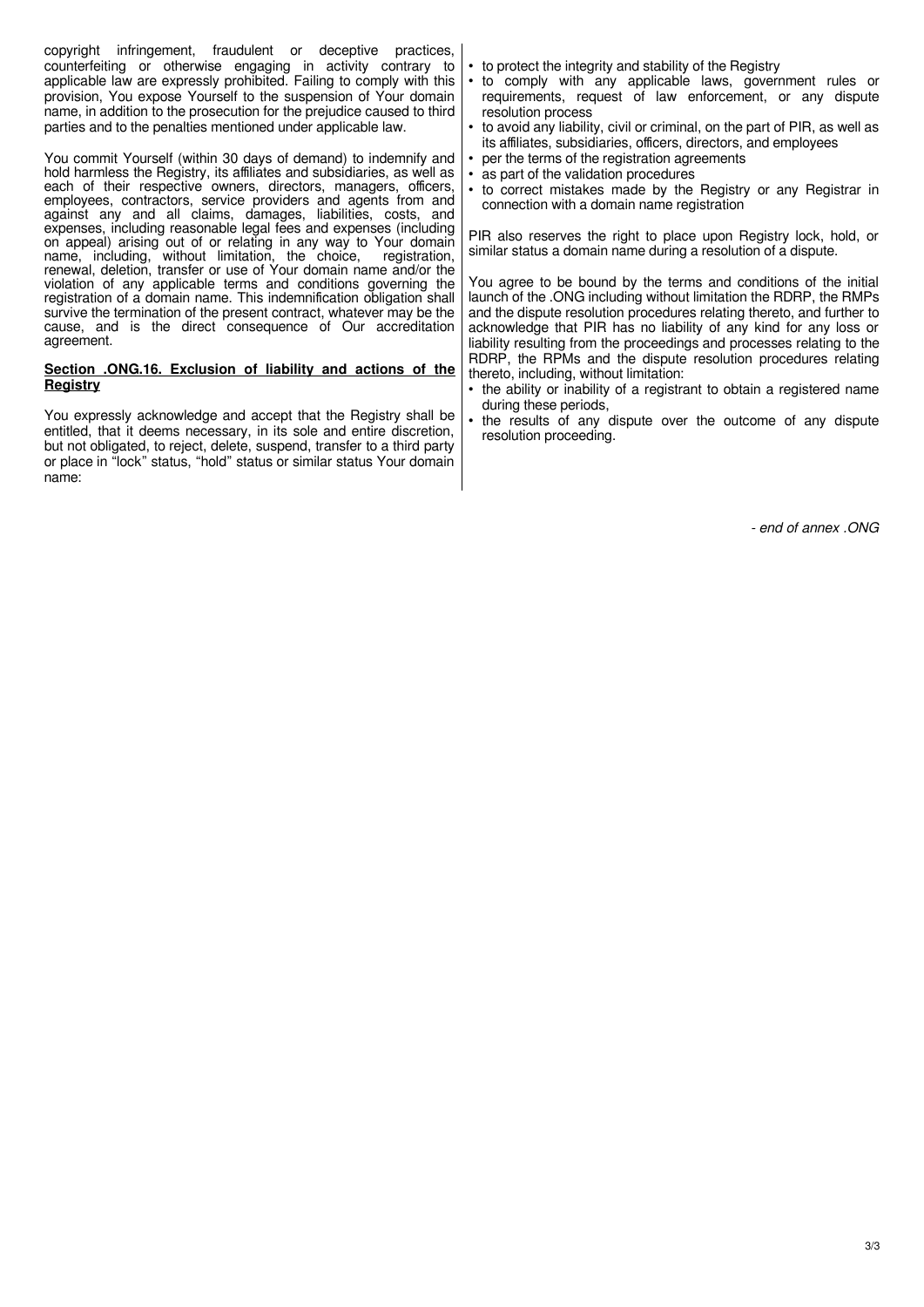copyright infringement, fraudulent or deceptive practices, counterfeiting or otherwise engaging in activity contrary to applicable law are expressly prohibited. Failing to comply with this provision, You expose Yourself to the suspension of Your domain name, in addition to the prosecution for the prejudice caused to third parties and to the penalties mentioned under applicable law.

You commit Yourself (within 30 days of demand) to indemnify and hold harmless the Registry, its affiliates and subsidiaries, as well as each of their respective owners, directors, managers, officers, employees, contractors, service providers and agents from and against any and all claims, damages, liabilities, costs, and expenses, including reasonable legal fees and expenses (including on appeal) arising out of or relating in any way to Your domain name, including, without limitation, the choice, registration, renewal, deletion, transfer or use of Your domain name and/or the violation of any applicable terms and conditions governing the registration of a domain name. This indemnification obligation shall survive the termination of the present contract, whatever may be the cause, and is the direct consequence of Our accreditation agreement.

**Section .ONG.16. Exclusion of liability and actions of the Registry**

You expressly acknowledge and accept that the Registry shall be entitled, that it deems necessary, in its sole and entire discretion, but not obligated, to reject, delete, suspend, transfer to a third party or place in "lock" status, "hold" status or similar status Your domain name:

- to protect the integrity and stability of the Registry
- to comply with any applicable laws, government rules or requirements, request of law enforcement, or any dispute resolution process
- to avoid any liability, civil or criminal, on the part of PIR, as well as its affiliates, subsidiaries, officers, directors, and employees
- per the terms of the registration agreements
- as part of the validation procedures
- to correct mistakes made by the Registry or any Registrar in connection with a domain name registration

PIR also reserves the right to place upon Registry lock, hold, or similar status a domain name during a resolution of a dispute.

You agree to be bound by the terms and conditions of the initial launch of the .ONG including without limitation the RDRP, the RMPs and the dispute resolution procedures relating thereto, and further to acknowledge that PIR has no liability of any kind for any loss or liability resulting from the proceedings and processes relating to the RDRP, the RPMs and the dispute resolution procedures relating thereto, including, without limitation:

- the ability or inability of a registrant to obtain a registered name during these periods,
- the results of any dispute over the outcome of any dispute resolution proceeding.

*- end of annex .ONG*